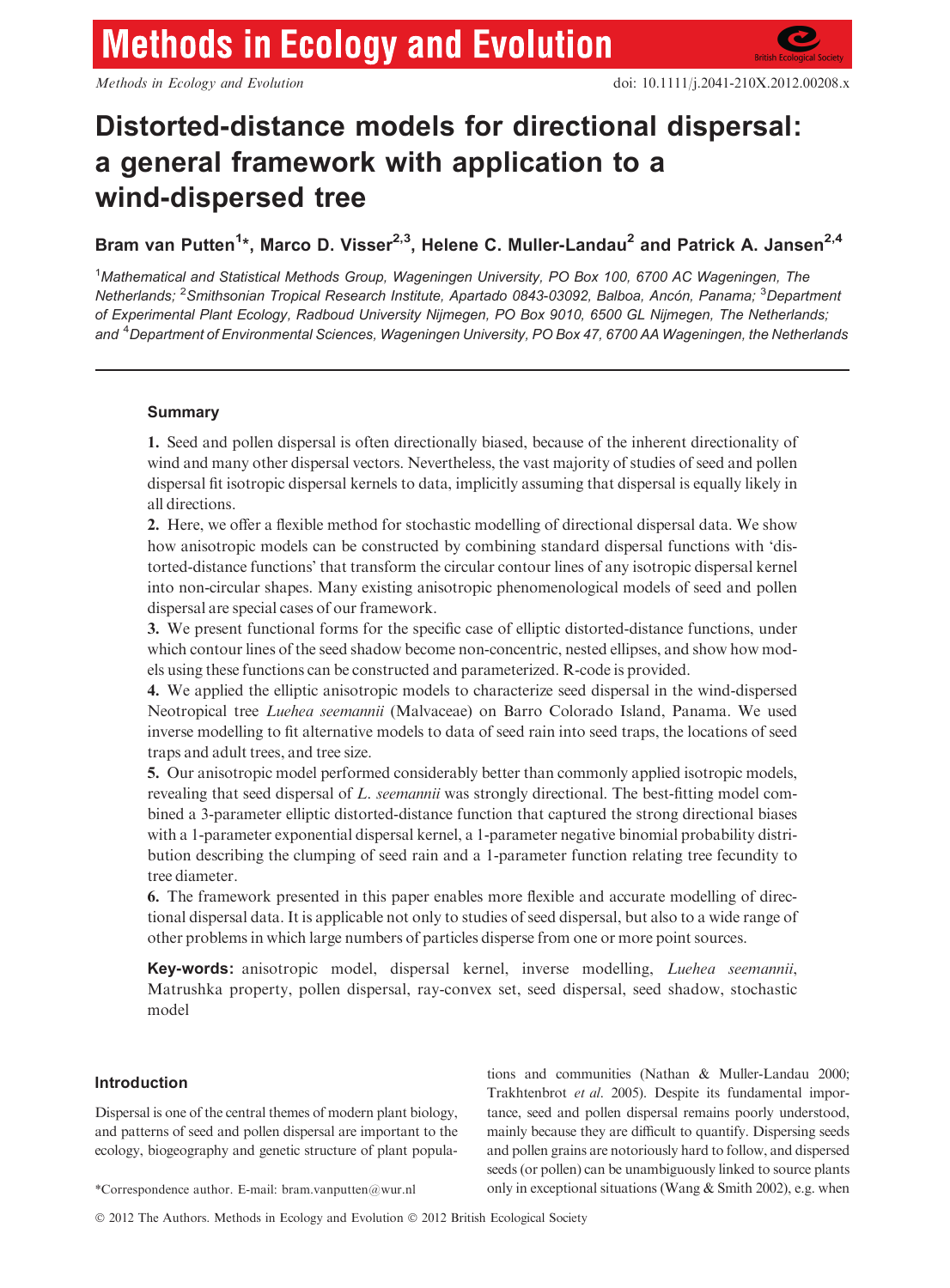# Distorted-distance models for directional dispersal: a general framework with application to a wind-dispersed tree

**Bram van Putten[1]\*, Marco D. Visser[2,3], Helene C. Muller-Landau[2] and Patrick A. Jansen[2,4]**

[1]*Mathematical and Statistical Methods Group, Wageningen University, PO Box 100, 6700 AC Wageningen, The Netherlands;* [2]*Smithsonian Tropical Research Institute, Apartado 0843-03092, Balboa, Ancón, Panama;* [3]*Department of Experimental Plant Ecology, Radboud University Nijmegen, PO Box 9010, 6500 GL Nijmegen, The Netherlands; and* [4]*Department of Environmental Sciences, Wageningen University, PO Box 47, 6700 AA Wageningen, the Netherlands*

## Summary

**1.** Seed and pollen dispersal is often directionally biased, because of the inherent directionality of wind and many other dispersal vectors. Nevertheless, the vast majority of studies of seed and pollen dispersal fit isotropic dispersal kernels to data, implicitly assuming that dispersal is equally likely in all directions.

**2.** Here, we offer a flexible method for stochastic modelling of directional dispersal data. We show how anisotropic models can be constructed by combining standard dispersal functions with 'distorted-distance functions' that transform the circular contour lines of any isotropic dispersal kernel into non-circular shapes. Many existing anisotropic phenomenological models of seed and pollen dispersal are special cases of our framework.

**3.** We present functional forms for the specific case of elliptic distorted-distance functions, under which contour lines of the seed shadow become non-concentric, nested ellipses, and show how models using these functions can be constructed and parameterized. R-code is provided.

**4.** We applied the elliptic anisotropic models to characterize seed dispersal in the wind-dispersed Neotropical tree *Luehea seemannii* (Malvaceae) on Barro Colorado Island, Panama. We used inverse modelling to fit alternative models to data of seed rain into seed traps, the locations of seed traps and adult trees, and tree size.

**5.** Our anisotropic model performed considerably better than commonly applied isotropic models, revealing that seed dispersal of *L. seemannii* was strongly directional. The best-fitting model combined a 3-parameter elliptic distorted-distance function that captured the strong directional biases with a 1-parameter exponential dispersal kernel, a 1-parameter negative binomial probability distribution describing the clumping of seed rain and a 1-parameter function relating tree fecundity to tree diameter.

**6.** The framework presented in this paper enables more flexible and accurate modelling of directional dispersal data. It is applicable not only to studies of seed dispersal, but also to a wide range of other problems in which large numbers of particles disperse from one or more point sources.

**Key-words:** anisotropic model, dispersal kernel, inverse modelling, *Luehea seemannii*, Matrushka property, pollen dispersal, ray-convex set, seed dispersal, seed shadow, stochastic model

## Introduction

Dispersal is one of the central themes of modern plant biology, and patterns of seed and pollen dispersal are important to the ecology, biogeography and genetic structure of plant populations and communities (Nathan & Muller-Landau 2000; Trakhtenbrot *et al.* 2005). Despite its fundamental importance, seed and pollen dispersal remains poorly understood, mainly because they are difficult to quantify. Dispersing seeds and pollen grains are notoriously hard to follow, and dispersed seeds (or pollen) can be unambiguously linked to source plants only in exceptional situations (Wang & Smith 2002), e.g. when

\*Correspondence author. E-mail: bram.vanputten@wur.nl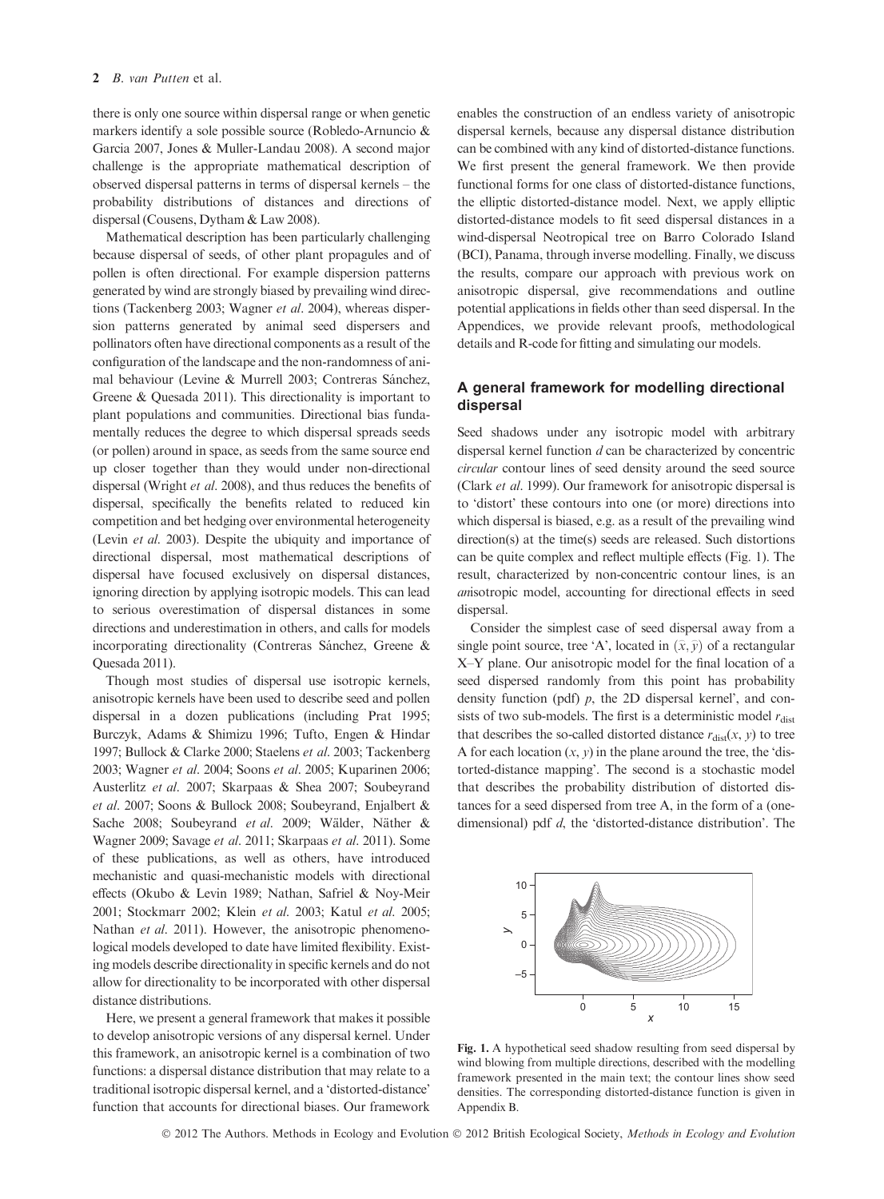there is only one source within dispersal range or when genetic markers identify a sole possible source (Robledo-Arnuncio & Garcia 2007, Jones & Muller-Landau 2008). A second major challenge is the appropriate mathematical description of observed dispersal patterns in terms of dispersal kernels – the probability distributions of distances and directions of dispersal (Cousens, Dytham & Law 2008).

Mathematical description has been particularly challenging because dispersal of seeds, of other plant propagules and of pollen is often directional. For example dispersion patterns generated by wind are strongly biased by prevailing wind directions (Tackenberg 2003; Wagner *et al*. 2004), whereas dispersion patterns generated by animal seed dispersers and pollinators often have directional components as a result of the configuration of the landscape and the non-randomness of animal behaviour (Levine & Murrell 2003; Contreras Sánchez, Greene & Quesada 2011). This directionality is important to plant populations and communities. Directional bias fundamentally reduces the degree to which dispersal spreads seeds (or pollen) around in space, as seeds from the same source end up closer together than they would under non-directional dispersal (Wright *et al*. 2008), and thus reduces the benefits of dispersal, specifically the benefits related to reduced kin competition and bet hedging over environmental heterogeneity (Levin *et al*. 2003). Despite the ubiquity and importance of directional dispersal, most mathematical descriptions of dispersal have focused exclusively on dispersal distances, ignoring direction by applying isotropic models. This can lead to serious overestimation of dispersal distances in some directions and underestimation in others, and calls for models incorporating directionality (Contreras Sánchez, Greene & Quesada 2011).

Though most studies of dispersal use isotropic kernels, anisotropic kernels have been used to describe seed and pollen dispersal in a dozen publications (including Prat 1995; Burczyk, Adams & Shimizu 1996; Tufto, Engen & Hindar 1997; Bullock & Clarke 2000; Staelens *et al*. 2003; Tackenberg 2003; Wagner *et al*. 2004; Soons *et al*. 2005; Kuparinen 2006; Austerlitz *et al*. 2007; Skarpaas & Shea 2007; Soubeyrand *et al*. 2007; Soons & Bullock 2008; Soubeyrand, Enjalbert & Sache 2008; Soubeyrand *et al*. 2009; Wälder, Näther & Wagner 2009; Savage *et al*. 2011; Skarpaas *et al*. 2011). Some of these publications, as well as others, have introduced mechanistic and quasi-mechanistic models with directional effects (Okubo & Levin 1989; Nathan, Safriel & Noy-Meir 2001; Stockmarr 2002; Klein *et al*. 2003; Katul *et al*. 2005; Nathan *et al*. 2011). However, the anisotropic phenomenological models developed to date have limited flexibility. Existing models describe directionality in specific kernels and do not allow for directionality to be incorporated with other dispersal distance distributions.

Here, we present a general framework that makes it possible to develop anisotropic versions of any dispersal kernel. Under this framework, an anisotropic kernel is a combination of two functions: a dispersal distance distribution that may relate to a traditional isotropic dispersal kernel, and a 'distorted-distance' function that accounts for directional biases. Our framework enables the construction of an endless variety of anisotropic dispersal kernels, because any dispersal distance distribution can be combined with any kind of distorted-distance functions. We first present the general framework. We then provide functional forms for one class of distorted-distance functions, the elliptic distorted-distance model. Next, we apply elliptic distorted-distance models to fit seed dispersal distances in a wind-dispersal Neotropical tree on Barro Colorado Island (BCI), Panama, through inverse modelling. Finally, we discuss the results, compare our approach with previous work on anisotropic dispersal, give recommendations and outline potential applications in fields other than seed dispersal. In the Appendices, we provide relevant proofs, methodological details and R-code for fitting and simulating our models.

## A general framework for modelling directional dispersal

Seed shadows under any isotropic model with arbitrary dispersal kernel function $d$ can be characterized by concentric *circular* contour lines of seed density around the seed source (Clark *et al*. 1999). Our framework for anisotropic dispersal is to 'distort' these contours into one (or more) directions into which dispersal is biased, e.g. as a result of the prevailing wind direction(s) at the time(s) seeds are released. Such distortions can be quite complex and reflect multiple effects (Fig. 1). The result, characterized by non-concentric contour lines, is an *an*isotropic model, accounting for directional effects in seed dispersal.

Consider the simplest case of seed dispersal away from a single point source, tree 'A', located in $(\bar{x}, \bar{y})$ of a rectangular X–Y plane. Our anisotropic model for the final location of a seed dispersed randomly from this point has probability density function (pdf) $p$, the 2D dispersal kernel', and consists of two sub-models. The first is a deterministic model $r_{\text{dist}}$ that describes the so-called distorted distance $r_{\text{dist}}(x, y)$ to tree A for each location $(x, y)$ in the plane around the tree, the 'distorted-distance mapping'. The second is a stochastic model that describes the probability distribution of distorted distances for a seed dispersed from tree A, in the form of a (one-dimensional) pdf $d$, the 'distorted-distance distribution'. The

Fig. 1. A hypothetical seed shadow resulting from seed dispersal by wind blowing from multiple directions, described with the modelling framework presented in the main text; the contour lines show seed densities. The corresponding distorted-distance function is given in Appendix B.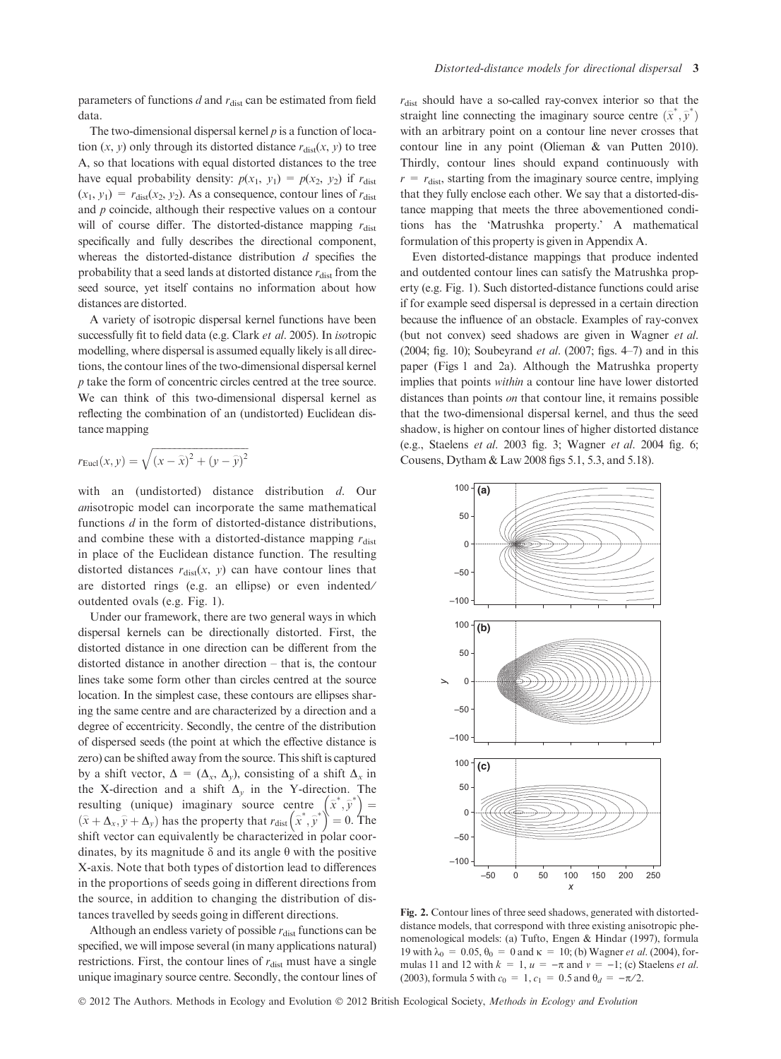parameters of functions $d$ and $r_{\text{dist}}$ can be estimated from field data.

The two-dimensional dispersal kernel $p$ is a function of location $(x, y)$ only through its distorted distance $r_{\text{dist}}(x, y)$ to tree A, so that locations with equal distorted distances to the tree have equal probability density: $p(x_1, y_1) = p(x_2, y_2)$ if $r_{\text{dist}}(x_1, y_1) = r_{\text{dist}}(x_2, y_2)$. As a consequence, contour lines of $r_{\text{dist}}$ and $p$ coincide, although their respective values on a contour will of course differ. The distorted-distance mapping $r_{\text{dist}}$ specifically and fully describes the directional component, whereas the distorted-distance distribution $d$ specifies the probability that a seed lands at distorted distance $r_{\text{dist}}$ from the seed source, yet itself contains no information about how distances are distorted.

A variety of isotropic dispersal kernel functions have been successfully fit to field data (e.g. Clark *et al.* 2005). In *iso*tropic modelling, where dispersal is assumed equally likely is all directions, the contour lines of the two-dimensional dispersal kernel $p$ take the form of concentric circles centred at the tree source. We can think of this two-dimensional dispersal kernel as reflecting the combination of an (undistorted) Euclidean distance mapping

$$r_{\text{Eucl}}(x, y) = \sqrt{(x - \hat{x})^2 + (y - \hat{y})^2}$$

with an (undistorted) distance distribution $d$. Our *an*isotropic model can incorporate the same mathematical functions $d$ in the form of distorted-distance distributions, and combine these with a distorted-distance mapping $r_{\text{dist}}$ in place of the Euclidean distance function. The resulting distorted distances $r_{\text{dist}}(x, y)$ can have contour lines that are distorted rings (e.g. an ellipse) or even indented/outdented ovals (e.g. Fig. 1).

Under our framework, there are two general ways in which dispersal kernels can be directionally distorted. First, the distorted distance in one direction can be different from the distorted distance in another direction – that is, the contour lines take some form other than circles centred at the source location. In the simplest case, these contours are ellipses sharing the same centre and are characterized by a direction and a degree of eccentricity. Secondly, the centre of the distribution of dispersed seeds (the point at which the effective distance is zero) can be shifted away from the source. This shift is captured by a shift vector, $\Delta = (\Delta_x, \Delta_y)$, consisting of a shift $\Delta_x$ in the X-direction and a shift $\Delta_y$ in the Y-direction. The resulting (unique) imaginary source centre $\left(\hat{x}^*, \hat{y}^*\right) = (\hat{x} + \Delta_x, \hat{y} + \Delta_y)$ has the property that $r_{\text{dist}}\left(\hat{x}^*, \hat{y}^*\right) = 0$. The shift vector can equivalently be characterized in polar coordinates, by its magnitude $\delta$ and its angle $\theta$ with the positive X-axis. Note that both types of distortion lead to differences in the proportions of seeds going in different directions from the source, in addition to changing the distribution of distances travelled by seeds going in different directions.

Although an endless variety of possible $r_{\text{dist}}$ functions can be specified, we will impose several (in many applications natural) restrictions. First, the contour lines of $r_{\text{dist}}$ must have a single unique imaginary source centre. Secondly, the contour lines of $r_{\text{dist}}$ should have a so-called ray-convex interior so that the straight line connecting the imaginary source centre $\left(\hat{x}^*, \hat{y}^*\right)$ with an arbitrary point on a contour line never crosses that contour line in any point (Olieman & van Putten 2010). Thirdly, contour lines should expand continuously with $r = r_{\text{dist}}$, starting from the imaginary source centre, implying that they fully enclose each other. We say that a distorted-distance mapping that meets the three abovementioned conditions has the 'Matrushka property.' A mathematical formulation of this property is given in Appendix A.

Even distorted-distance mappings that produce indented and outdented contour lines can satisfy the Matrushka property (e.g. Fig. 1). Such distorted-distance functions could arise if for example seed dispersal is depressed in a certain direction because the influence of an obstacle. Examples of ray-convex (but not convex) seed shadows are given in Wagner *et al.* (2004; fig. 10); Soubeyrand *et al.* (2007; figs. 4–7) and in this paper (Figs 1 and 2a). Although the Matrushka property implies that points *within* a contour line have lower distorted distances than points *on* that contour line, it remains possible that the two-dimensional dispersal kernel, and thus the seed shadow, is higher on contour lines of higher distorted distance (e.g., Staelens *et al.* 2003 fig. 3; Wagner *et al.* 2004 fig. 6; Cousens, Dytham & Law 2008 figs 5.1, 5.3, and 5.18).

**Fig. 2.** Contour lines of three seed shadows, generated with distorted-distance models, that correspond with three existing anisotropic phenomenological models: (a) Tufto, Engen & Hindar (1997), formula 19 with $\lambda_0 = 0.05$, $\theta_0 = 0$ and $\kappa = 10$; (b) Wagner *et al.* (2004), formulas 11 and 12 with $k = 1$, $u = -\pi$ and $v = -1$; (c) Staelens *et al.* (2003), formula 5 with $c_0 = 1$, $c_1 = 0.5$ and $\theta_d = -\pi/2$.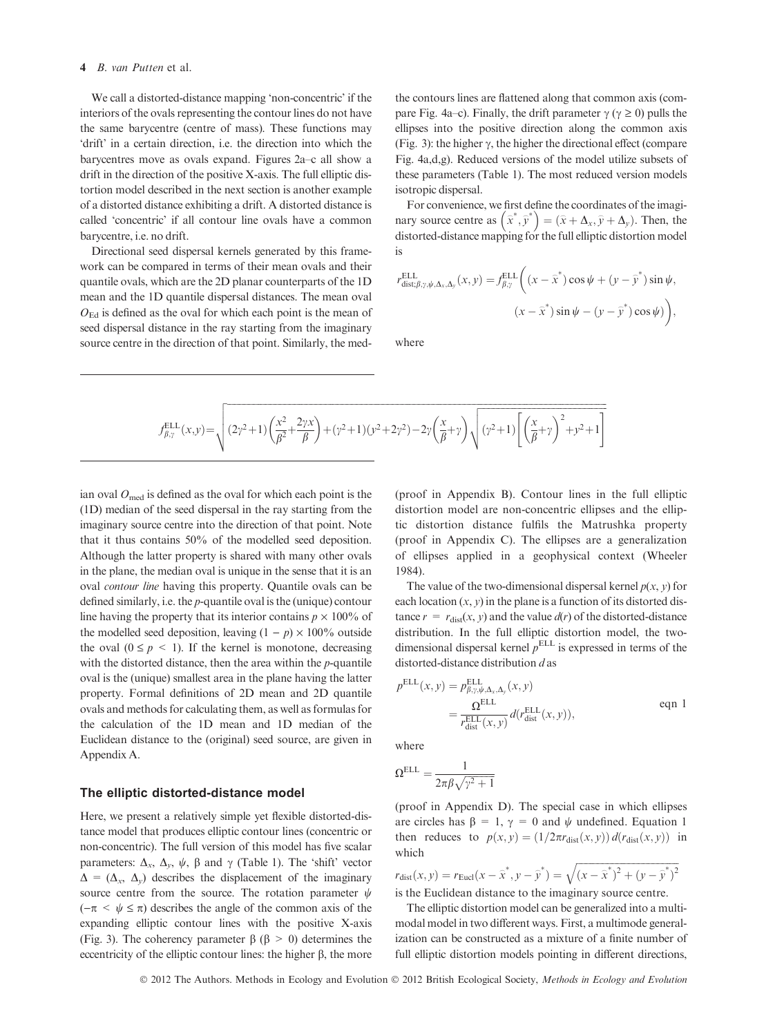We call a distorted-distance mapping 'non-concentric' if the interiors of the ovals representing the contour lines do not have the same barycentre (centre of mass). These functions may 'drift' in a certain direction, i.e. the direction into which the barycentres move as ovals expand. Figures 2a–c all show a drift in the direction of the positive X-axis. The full elliptic distortion model described in the next section is another example of a distorted distance exhibiting a drift. A distorted distance is called 'concentric' if all contour line ovals have a common barycentre, i.e. no drift.

Directional seed dispersal kernels generated by this framework can be compared in terms of their mean ovals and their quantile ovals, which are the 2D planar counterparts of the 1D mean and the 1D quantile dispersal distances. The mean oval $O_{\mathrm{Ed}}$ is defined as the oval for which each point is the mean of seed dispersal distance in the ray starting from the imaginary source centre in the direction of that point. Similarly, the median oval $O_{\mathrm{med}}$ is defined as the oval for which each point is the (1D) median of the seed dispersal in the ray starting from the imaginary source centre into the direction of that point. Note that it thus contains 50% of the modelled seed deposition. Although the latter property is shared with many other ovals in the plane, the median oval is unique in the sense that it is an oval *contour line* having this property. Quantile ovals can be defined similarly, i.e. the $p$-quantile oval is the (unique) contour line having the property that its interior contains $p \times 100\%$ of the modelled seed deposition, leaving $(1 - p) \times 100\%$ outside the oval $(0 \leq p < 1)$. If the kernel is monotone, decreasing with the distorted distance, then the area within the $p$-quantile oval is the (unique) smallest area in the plane having the latter property. Formal definitions of 2D mean and 2D quantile ovals and methods for calculating them, as well as formulas for the calculation of the 1D mean and 1D median of the Euclidean distance to the (original) seed source, are given in Appendix A.

## The elliptic distorted-distance model

Here, we present a relatively simple yet flexible distorted-distance model that produces elliptic contour lines (concentric or non-concentric). The full version of this model has five scalar parameters: $\Delta_x$, $\Delta_y$, $\psi$, $\beta$ and $\gamma$ (Table 1). The 'shift' vector $\Delta = (\Delta_x, \Delta_y)$ describes the displacement of the imaginary source centre from the source. The rotation parameter $\psi$ $(-\pi < \psi \leq \pi)$ describes the angle of the common axis of the expanding elliptic contour lines with the positive X-axis (Fig. 3). The coherency parameter $\beta$ $(\beta > 0)$ determines the eccentricity of the elliptic contour lines: the higher $\beta$, the more the contours lines are flattened along that common axis (compare Fig. 4a–c). Finally, the drift parameter $\gamma$ $(\gamma \geq 0)$ pulls the ellipses into the positive direction along the common axis (Fig. 3): the higher $\gamma$, the higher the directional effect (compare Fig. 4a,d,g). Reduced versions of the model utilize subsets of these parameters (Table 1). The most reduced version models isotropic dispersal.

For convenience, we first define the coordinates of the imaginary source centre as $\left(\bar{x}^*, \bar{y}^*\right) = (\bar{x} + \Delta_x, \bar{y} + \Delta_y)$. Then, the distorted-distance mapping for the full elliptic distortion model is

$$r^{\mathrm{ELL}}_{\mathrm{dist};\beta,\gamma,\psi,\Delta_x,\Delta_y}(x, y) = f^{\mathrm{ELL}}_{\beta,\gamma}\Big((x - \bar{x}^*)\cos\psi + (y - \bar{y}^*)\sin\psi,\ (x - \bar{x}^*)\sin\psi - (y - \bar{y}^*)\cos\psi\Big),$$

where

$$f^{\mathrm{ELL}}_{\beta,\gamma}(x,y) = \sqrt{(2\gamma^2+1)\left(\frac{x^2}{\beta^2}+\frac{2\gamma x}{\beta}\right)+(\gamma^2+1)(y^2+2\gamma^2)-2\gamma\left(\frac{x}{\beta}+\gamma\right)\sqrt{(\gamma^2+1)\left[\left(\frac{x}{\beta}+\gamma\right)^2+y^2+1\right]}}$$

(proof in Appendix B). Contour lines in the full elliptic distortion model are non-concentric ellipses and the elliptic distortion distance fulfils the Matrushka property (proof in Appendix C). The ellipses are a generalization of ellipses applied in a geophysical context (Wheeler 1984).

The value of the two-dimensional dispersal kernel $p(x, y)$ for each location $(x, y)$ in the plane is a function of its distorted distance $r = r_{\mathrm{dist}}(x, y)$ and the value $d(r)$ of the distorted-distance distribution. In the full elliptic distortion model, the two-dimensional dispersal kernel $p^{\mathrm{ELL}}$ is expressed in terms of the distorted-distance distribution $d$ as

$$p^{\mathrm{ELL}}(x, y) = p^{\mathrm{ELL}}_{\beta,\gamma,\psi,\Delta_x,\Delta_y}(x, y) = \frac{\Omega^{\mathrm{ELL}}}{r^{\mathrm{ELL}}_{\mathrm{dist}}(x, y)} d(r^{\mathrm{ELL}}_{\mathrm{dist}}(x, y)), \qquad \text{eqn 1}$$

where

$$\Omega^{\mathrm{ELL}} = \frac{1}{2\pi\beta\sqrt{\gamma^2 + 1}}$$

(proof in Appendix D). The special case in which ellipses are circles has $\beta = 1$, $\gamma = 0$ and $\psi$ undefined. Equation 1 then reduces to $p(x, y) = (1/2\pi r_{\mathrm{dist}}(x, y))\, d(r_{\mathrm{dist}}(x, y))$ in which

$$r_{\mathrm{dist}}(x, y) = r_{\mathrm{Eucl}}(x - \bar{x}^*, y - \bar{y}^*) = \sqrt{(x - \bar{x}^*)^2 + (y - \bar{y}^*)^2}$$

is the Euclidean distance to the imaginary source centre.

The elliptic distortion model can be generalized into a multimodal model in two different ways. First, a multimode generalization can be constructed as a mixture of a finite number of full elliptic distortion models pointing in different directions,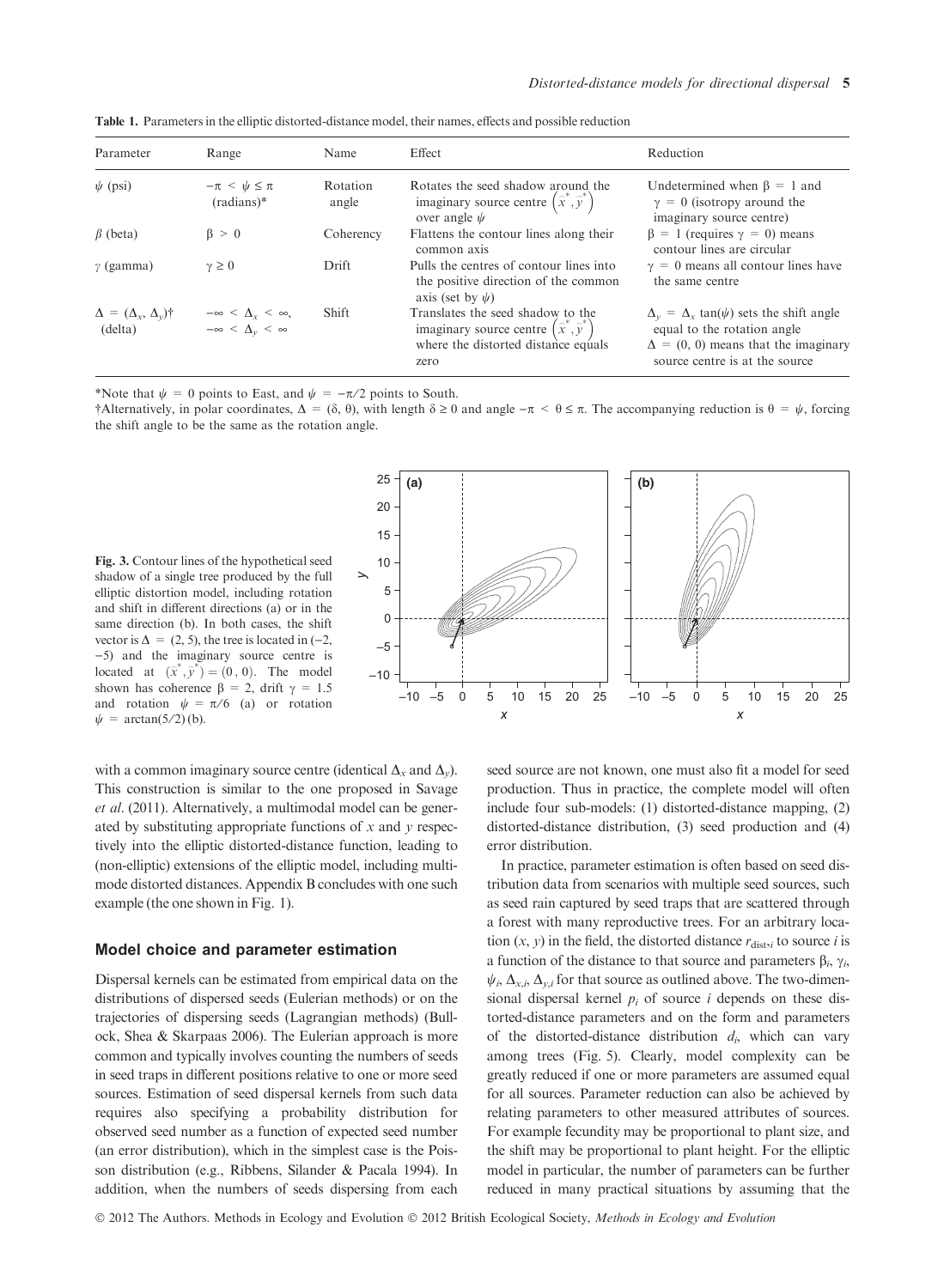**Table 1.** Parameters in the elliptic distorted-distance model, their names, effects and possible reduction

| Parameter | Range | Name | Effect | Reduction |
|---|---|---|---|---|
| $\psi$ (psi) | $-\pi < \psi \leq \pi$ (radians)* | Rotation angle | Rotates the seed shadow around the imaginary source centre $\left(x^*, y^*\right)$ over angle $\psi$ | Undetermined when $\beta = 1$ and $\gamma = 0$ (isotropy around the imaginary source centre) |
| $\beta$ (beta) | $\beta > 0$ | Coherency | Flattens the contour lines along their common axis | $\beta = 1$ (requires $\gamma = 0$) means contour lines are circular |
| $\gamma$ (gamma) | $\gamma \geq 0$ | Drift | Pulls the centres of contour lines into the positive direction of the common axis (set by $\psi$) | $\gamma = 0$ means all contour lines have the same centre |
| $\Delta = (\Delta_x, \Delta_y)$† (delta) | $-\infty < \Delta_x < \infty$, $-\infty < \Delta_y < \infty$ | Shift | Translates the seed shadow to the imaginary source centre $\left(x^*, y^*\right)$ where the distorted distance equals zero | $\Delta_y = \Delta_x \tan(\psi)$ sets the shift angle equal to the rotation angle. $\Delta = (0, 0)$ means that the imaginary source centre is at the source |

*Note that $\psi = 0$ points to East, and $\psi = -\pi/2$ points to South.

†Alternatively, in polar coordinates, $\Delta = (\delta, \theta)$, with length $\delta \geq 0$ and angle $-\pi < \theta \leq \pi$. The accompanying reduction is $\theta = \psi$, forcing the shift angle to be the same as the rotation angle.

**Fig. 3.** Contour lines of the hypothetical seed shadow of a single tree produced by the full elliptic distortion model, including rotation and shift in different directions (a) or in the same direction (b). In both cases, the shift vector is $\Delta = (2, 5)$, the tree is located in $(-2, -5)$ and the imaginary source centre is located at $\left(x^*, y^*\right) = (0, 0)$. The model shown has coherence $\beta = 2$, drift $\gamma = 1.5$ and rotation $\psi = \pi/6$ (a) or rotation $\psi = \arctan(5/2)$ (b).

with a common imaginary source centre (identical $\Delta_x$ and $\Delta_y$). This construction is similar to the one proposed in Savage *et al.* (2011). Alternatively, a multimodal model can be generated by substituting appropriate functions of $x$ and $y$ respectively into the elliptic distorted-distance function, leading to (non-elliptic) extensions of the elliptic model, including multimode distorted distances. Appendix B concludes with one such example (the one shown in Fig. 1).

## Model choice and parameter estimation

Dispersal kernels can be estimated from empirical data on the distributions of dispersed seeds (Eulerian methods) or on the trajectories of dispersing seeds (Lagrangian methods) (Bullock, Shea & Skarpaas 2006). The Eulerian approach is more common and typically involves counting the numbers of seeds in seed traps in different positions relative to one or more seed sources. Estimation of seed dispersal kernels from such data requires also specifying a probability distribution for observed seed number as a function of expected seed number (an error distribution), which in the simplest case is the Poisson distribution (e.g., Ribbens, Silander & Pacala 1994). In addition, when the numbers of seeds dispersing from each seed source are not known, one must also fit a model for seed production. Thus in practice, the complete model will often include four sub-models: (1) distorted-distance mapping, (2) distorted-distance distribution, (3) seed production and (4) error distribution.

In practice, parameter estimation is often based on seed distribution data from scenarios with multiple seed sources, such as seed rain captured by seed traps that are scattered through a forest with many reproductive trees. For an arbitrary location $(x, y)$ in the field, the distorted distance $r_{\mathrm{dist},i}$ to source $i$ is a function of the distance to that source and parameters $\beta_i$, $\gamma_i$, $\psi_i$, $\Delta_{x,i}$, $\Delta_{y,i}$ for that source as outlined above. The two-dimensional dispersal kernel $p_i$ of source $i$ depends on these distorted-distance parameters and on the form and parameters of the distorted-distance distribution $d_i$, which can vary among trees (Fig. 5). Clearly, model complexity can be greatly reduced if one or more parameters are assumed equal for all sources. Parameter reduction can also be achieved by relating parameters to other measured attributes of sources. For example fecundity may be proportional to plant size, and the shift may be proportional to plant height. For the elliptic model in particular, the number of parameters can be further reduced in many practical situations by assuming that the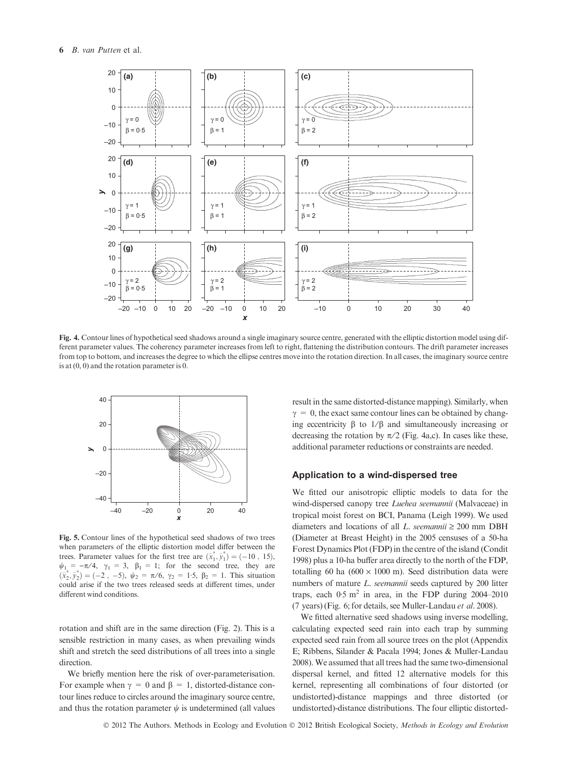Fig. 4. Contour lines of hypothetical seed shadows around a single imaginary source centre, generated with the elliptic distortion model using different parameter values. The coherency parameter increases from left to right, flattening the distribution contours. The drift parameter increases from top to bottom, and increases the degree to which the ellipse centres move into the rotation direction. In all cases, the imaginary source centre is at (0, 0) and the rotation parameter is 0.

Fig. 5. Contour lines of the hypothetical seed shadows of two trees when parameters of the elliptic distortion model differ between the trees. Parameter values for the first tree are $(\tilde{x}_1^*, \tilde{y}_1^*) = (-10, 15)$, $\psi_1 = -\pi/4$, $\gamma_1 = 3$, $\beta_1 = 1$; for the second tree, they are $(\tilde{x}_2^*, \tilde{y}_2^*) = (-2, -5)$, $\psi_2 = \pi/6$, $\gamma_2 = 1{\cdot}5$, $\beta_2 = 1$. This situation could arise if the two trees released seeds at different times, under different wind conditions.

rotation and shift are in the same direction (Fig. 2). This is a sensible restriction in many cases, as when prevailing winds shift and stretch the seed distributions of all trees into a single direction.

We briefly mention here the risk of over-parameterisation. For example when $\gamma = 0$ and $\beta = 1$, distorted-distance contour lines reduce to circles around the imaginary source centre, and thus the rotation parameter $\psi$ is undetermined (all values result in the same distorted-distance mapping). Similarly, when $\gamma = 0$, the exact same contour lines can be obtained by changing eccentricity $\beta$ to $1/\beta$ and simultaneously increasing or decreasing the rotation by $\pi/2$ (Fig. 4a,c). In cases like these, additional parameter reductions or constraints are needed.

## Application to a wind-dispersed tree

We fitted our anisotropic elliptic models to data for the wind-dispersed canopy tree *Luehea seemannii* (Malvaceae) in tropical moist forest on BCI, Panama (Leigh 1999). We used diameters and locations of all *L. seemannii* ≥ 200 mm DBH (Diameter at Breast Height) in the 2005 censuses of a 50-ha Forest Dynamics Plot (FDP) in the centre of the island (Condit 1998) plus a 10-ha buffer area directly to the north of the FDP, totalling 60 ha (600 × 1000 m). Seed distribution data were numbers of mature *L. seemannii* seeds captured by 200 litter traps, each $0{\cdot}5$ m$^2$ in area, in the FDP during 2004–2010 (7 years) (Fig. 6; for details, see Muller-Landau *et al.* 2008).

We fitted alternative seed shadows using inverse modelling, calculating expected seed rain into each trap by summing expected seed rain from all source trees on the plot (Appendix E; Ribbens, Silander & Pacala 1994; Jones & Muller-Landau 2008). We assumed that all trees had the same two-dimensional dispersal kernel, and fitted 12 alternative models for this kernel, representing all combinations of four distorted (or undistorted)-distance mappings and three distorted (or undistorted)-distance distributions. The four elliptic distorted-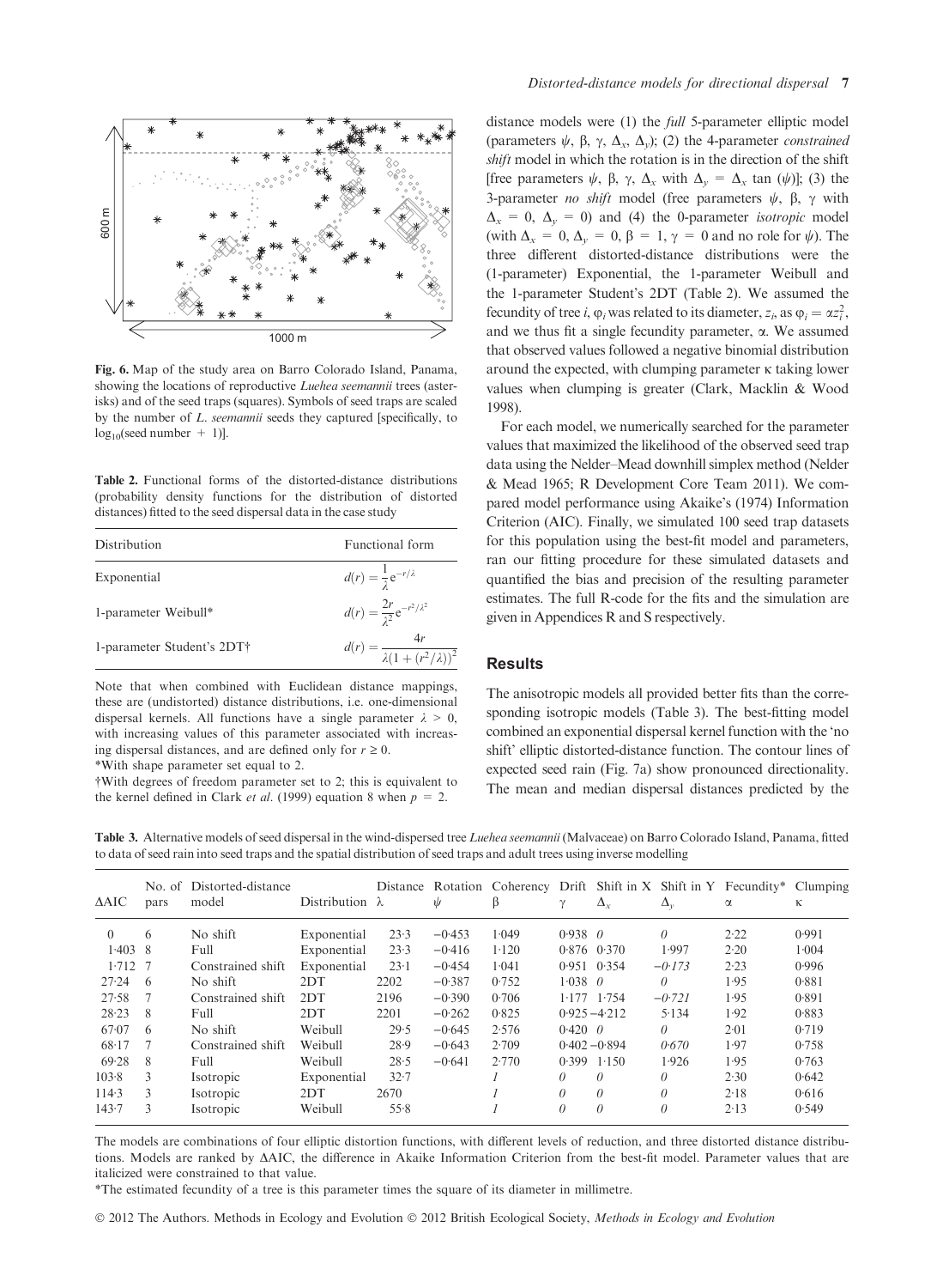Fig. 6. Map of the study area on Barro Colorado Island, Panama, showing the locations of reproductive *Luehea seemannii* trees (asterisks) and of the seed traps (squares). Symbols of seed traps are scaled by the number of *L. seemannii* seeds they captured [specifically, to $\log_{10}$(seed number + 1)].

Table 2. Functional forms of the distorted-distance distributions (probability density functions for the distribution of distorted distances) fitted to the seed dispersal data in the case study

| Distribution | Functional form |
|---|---|
| Exponential | $d(r) = \frac{1}{\lambda} e^{-r/\lambda}$ |
| 1-parameter Weibull* | $d(r) = \frac{2r}{\lambda^2} e^{-r^2/\lambda^2}$ |
| 1-parameter Student's 2DT† | $d(r) = \frac{4r}{\lambda(1 + (r^2/\lambda))^2}$ |

Note that when combined with Euclidean distance mappings, these are (undistorted) distance distributions, i.e. one-dimensional dispersal kernels. All functions have a single parameter $\lambda > 0$, with increasing values of this parameter associated with increasing dispersal distances, and are defined only for $r \geq 0$.

*With shape parameter set equal to 2.

†With degrees of freedom parameter set to 2; this is equivalent to the kernel defined in Clark *et al.* (1999) equation 8 when $p = 2$.

distance models were (1) the *full* 5-parameter elliptic model (parameters $\psi$, $\beta$, $\gamma$, $\Delta_x$, $\Delta_y$); (2) the 4-parameter *constrained shift* model in which the rotation is in the direction of the shift [free parameters $\psi$, $\beta$, $\gamma$, $\Delta_x$ with $\Delta_y = \Delta_x \tan(\psi)$]; (3) the 3-parameter *no shift* model (free parameters $\psi$, $\beta$, $\gamma$ with $\Delta_x = 0$, $\Delta_y = 0$) and (4) the 0-parameter *isotropic* model (with $\Delta_x = 0$, $\Delta_y = 0$, $\beta = 1$, $\gamma = 0$ and no role for $\psi$). The three different distorted-distance distributions were the (1-parameter) Exponential, the 1-parameter Weibull and the 1-parameter Student's 2DT (Table 2). We assumed the fecundity of tree $i$, $\varphi_i$ was related to its diameter, $z_i$, as $\varphi_i = \alpha z_i^2$, and we thus fit a single fecundity parameter, $\alpha$. We assumed that observed values followed a negative binomial distribution around the expected, with clumping parameter $\kappa$ taking lower values when clumping is greater (Clark, Macklin & Wood 1998).

For each model, we numerically searched for the parameter values that maximized the likelihood of the observed seed trap data using the Nelder–Mead downhill simplex method (Nelder & Mead 1965; R Development Core Team 2011). We compared model performance using Akaike's (1974) Information Criterion (AIC). Finally, we simulated 100 seed trap datasets for this population using the best-fit model and parameters, ran our fitting procedure for these simulated datasets and quantified the bias and precision of the resulting parameter estimates. The full R-code for the fits and the simulation are given in Appendices R and S respectively.

## Results

The anisotropic models all provided better fits than the corresponding isotropic models (Table 3). The best-fitting model combined an exponential dispersal kernel function with the 'no shift' elliptic distorted-distance function. The contour lines of expected seed rain (Fig. 7a) show pronounced directionality. The mean and median dispersal distances predicted by the

Table 3. Alternative models of seed dispersal in the wind-dispersed tree *Luehea seemannii* (Malvaceae) on Barro Colorado Island, Panama, fitted to data of seed rain into seed traps and the spatial distribution of seed traps and adult trees using inverse modelling

| ΔAIC | No. of pars | Distorted-distance model | Distribution | Distance $\lambda$ | Rotation $\psi$ | Coherency $\beta$ | Drift $\gamma$ | Shift in X $\Delta_x$ | Shift in Y $\Delta_y$ | Fecundity* $\alpha$ | Clumping $\kappa$ |
|---|---|---|---|---|---|---|---|---|---|---|---|
| 0 | 6 | No shift | Exponential | 23·3 | −0·453 | 1·049 | 0·938 | *0* | *0* | 2·22 | 0·991 |
| 1·403 | 8 | Full | Exponential | 23·3 | −0·416 | 1·120 | 0·876 | 0·370 | 1·997 | 2·20 | 1·004 |
| 1·712 | 7 | Constrained shift | Exponential | 23·1 | −0·454 | 1·041 | 0·951 | 0·354 | *−0·173* | 2·23 | 0·996 |
| 27·24 | 6 | No shift | 2DT | 2202 | −0·387 | 0·752 | 1·038 | *0* | *0* | 1·95 | 0·881 |
| 27·58 | 7 | Constrained shift | 2DT | 2196 | −0·390 | 0·706 | 1·177 | 1·754 | *−0·721* | 1·95 | 0·891 |
| 28·23 | 8 | Full | 2DT | 2201 | −0·262 | 0·825 | 0·925 | −4·212 | 5·134 | 1·92 | 0·883 |
| 67·07 | 6 | No shift | Weibull | 29·5 | −0·645 | 2·576 | 0·420 | *0* | *0* | 2·01 | 0·719 |
| 68·17 | 7 | Constrained shift | Weibull | 28·9 | −0·643 | 2·709 | 0·402 | −0·894 | *0·670* | 1·97 | 0·758 |
| 69·28 | 8 | Full | Weibull | 28·5 | −0·641 | 2·770 | 0·399 | 1·150 | 1·926 | 1·95 | 0·763 |
| 103·8 | 3 | Isotropic | Exponential | 32·7 | | *1* | *0* | *0* | *0* | 2·30 | 0·642 |
| 114·3 | 3 | Isotropic | 2DT | 2670 | | *1* | *0* | *0* | *0* | 2·18 | 0·616 |
| 143·7 | 3 | Isotropic | Weibull | 55·8 | | *1* | *0* | *0* | *0* | 2·13 | 0·549 |

The models are combinations of four elliptic distortion functions, with different levels of reduction, and three distorted distance distributions. Models are ranked by ΔAIC, the difference in Akaike Information Criterion from the best-fit model. Parameter values that are italicized were constrained to that value.

*The estimated fecundity of a tree is this parameter times the square of its diameter in millimetre.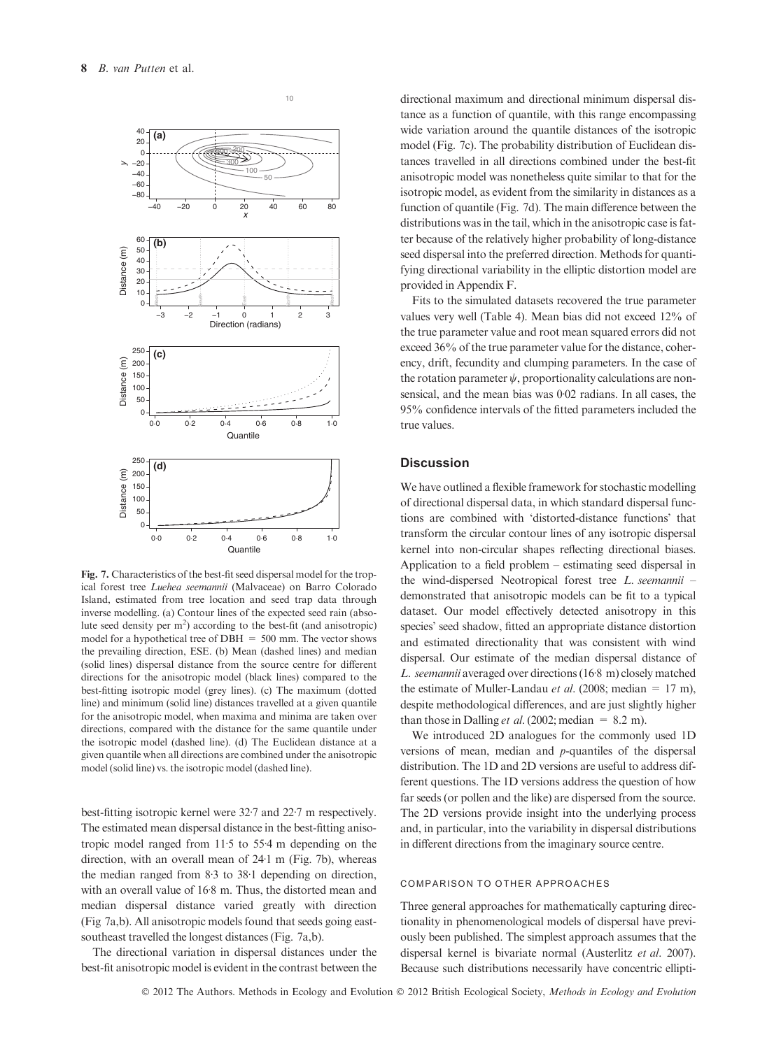Fig. 7. Characteristics of the best-fit seed dispersal model for the tropical forest tree *Luehea seemannii* (Malvaceae) on Barro Colorado Island, estimated from tree location and seed trap data through inverse modelling. (a) Contour lines of the expected seed rain (absolute seed density per $m^2$) according to the best-fit (and anisotropic) model for a hypothetical tree of DBH = 500 mm. The vector shows the prevailing direction, ESE. (b) Mean (dashed lines) and median (solid lines) dispersal distance from the source centre for different directions for the anisotropic model (black lines) compared to the best-fitting isotropic model (grey lines). (c) The maximum (dotted line) and minimum (solid line) distances travelled at a given quantile for the anisotropic model, when maxima and minima are taken over directions, compared with the distance for the same quantile under the isotropic model (dashed line). (d) The Euclidean distance at a given quantile when all directions are combined under the anisotropic model (solid line) vs. the isotropic model (dashed line).

best-fitting isotropic kernel were 32·7 and 22·7 m respectively. The estimated mean dispersal distance in the best-fitting anisotropic model ranged from 11·5 to 55·4 m depending on the direction, with an overall mean of 24·1 m (Fig. 7b), whereas the median ranged from 8·3 to 38·1 depending on direction, with an overall value of 16·8 m. Thus, the distorted mean and median dispersal distance varied greatly with direction (Fig 7a,b). All anisotropic models found that seeds going east-southeast travelled the longest distances (Fig. 7a,b).

The directional variation in dispersal distances under the best-fit anisotropic model is evident in the contrast between the directional maximum and directional minimum dispersal distance as a function of quantile, with this range encompassing wide variation around the quantile distances of the isotropic model (Fig. 7c). The probability distribution of Euclidean distances travelled in all directions combined under the best-fit anisotropic model was nonetheless quite similar to that for the isotropic model, as evident from the similarity in distances as a function of quantile (Fig. 7d). The main difference between the distributions was in the tail, which in the anisotropic case is fatter because of the relatively higher probability of long-distance seed dispersal into the preferred direction. Methods for quantifying directional variability in the elliptic distortion model are provided in Appendix F.

Fits to the simulated datasets recovered the true parameter values very well (Table 4). Mean bias did not exceed 12% of the true parameter value and root mean squared errors did not exceed 36% of the true parameter value for the distance, coherency, drift, fecundity and clumping parameters. In the case of the rotation parameter $\psi$, proportionality calculations are nonsensical, and the mean bias was 0·02 radians. In all cases, the 95% confidence intervals of the fitted parameters included the true values.

## Discussion

We have outlined a flexible framework for stochastic modelling of directional dispersal data, in which standard dispersal functions are combined with 'distorted-distance functions' that transform the circular contour lines of any isotropic dispersal kernel into non-circular shapes reflecting directional biases. Application to a field problem – estimating seed dispersal in the wind-dispersed Neotropical forest tree *L. seemannii* – demonstrated that anisotropic models can be fit to a typical dataset. Our model effectively detected anisotropy in this species' seed shadow, fitted an appropriate distance distortion and estimated directionality that was consistent with wind dispersal. Our estimate of the median dispersal distance of *L. seemannii* averaged over directions (16·8 m) closely matched the estimate of Muller-Landau *et al.* (2008; median = 17 m), despite methodological differences, and are just slightly higher than those in Dalling *et al.* (2002; median = 8.2 m).

We introduced 2D analogues for the commonly used 1D versions of mean, median and *p*-quantiles of the dispersal distribution. The 1D and 2D versions are useful to address different questions. The 1D versions address the question of how far seeds (or pollen and the like) are dispersed from the source. The 2D versions provide insight into the underlying process and, in particular, into the variability in dispersal distributions in different directions from the imaginary source centre.

### COMPARISON TO OTHER APPROACHES

Three general approaches for mathematically capturing directionality in phenomenological models of dispersal have previously been published. The simplest approach assumes that the dispersal kernel is bivariate normal (Austerlitz *et al.* 2007). Because such distributions necessarily have concentric ellipti-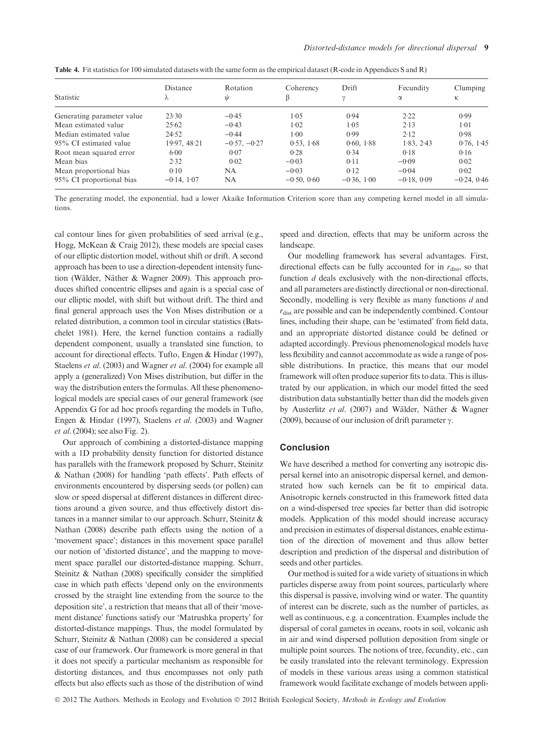**Table 4.** Fit statistics for 100 simulated datasets with the same form as the empirical dataset (R-code in Appendices S and R)

| Statistic | Distance $\lambda$ | Rotation $\psi$ | Coherency $\beta$ | Drift $\gamma$ | Fecundity $\alpha$ | Clumping $\kappa$ |
|---|---|---|---|---|---|---|
| Generating parameter value | 23·30 | −0·45 | 1·05 | 0·94 | 2·22 | 0·99 |
| Mean estimated value | 25·62 | −0·43 | 1·02 | 1·05 | 2·13 | 1·01 |
| Median estimated value | 24·52 | −0·44 | 1·00 | 0·99 | 2·12 | 0·98 |
| 95% CI estimated value | 19·97, 48·21 | −0·57, −0·27 | 0·53, 1·68 | 0·60, 1·88 | 1·83, 2·43 | 0·76, 1·45 |
| Root mean squared error | 6·00 | 0·07 | 0·28 | 0·34 | 0·18 | 0·16 |
| Mean bias | 2·32 | 0·02 | −0·03 | 0·11 | −0·09 | 0·02 |
| Mean proportional bias | 0·10 | NA | −0·03 | 0·12 | −0·04 | 0·02 |
| 95% CI proportional bias | −0·14, 1·07 | NA | −0·50, 0·60 | −0·36, 1·00 | −0·18, 0·09 | −0·24, 0·46 |

The generating model, the exponential, had a lower Akaike Information Criterion score than any competing kernel model in all simulations.

cal contour lines for given probabilities of seed arrival (e.g., Hogg, McKean & Craig 2012), these models are special cases of our elliptic distortion model, without shift or drift. A second approach has been to use a direction-dependent intensity function (Wälder, Näther & Wagner 2009). This approach produces shifted concentric ellipses and again is a special case of our elliptic model, with shift but without drift. The third and final general approach uses the Von Mises distribution or a related distribution, a common tool in circular statistics (Batschelet 1981). Here, the kernel function contains a radially dependent component, usually a translated sine function, to account for directional effects. Tufto, Engen & Hindar (1997), Staelens *et al*. (2003) and Wagner *et al*. (2004) for example all apply a (generalized) Von Mises distribution, but differ in the way the distribution enters the formulas. All these phenomenological models are special cases of our general framework (see Appendix G for ad hoc proofs regarding the models in Tufto, Engen & Hindar (1997), Staelens *et al*. (2003) and Wagner *et al*. (2004); see also Fig. 2).

Our approach of combining a distorted-distance mapping with a 1D probability density function for distorted distance has parallels with the framework proposed by Schurr, Steinitz & Nathan (2008) for handling 'path effects'. Path effects of environments encountered by dispersing seeds (or pollen) can slow or speed dispersal at different distances in different directions around a given source, and thus effectively distort distances in a manner similar to our approach. Schurr, Steinitz & Nathan (2008) describe path effects using the notion of a 'movement space'; distances in this movement space parallel our notion of 'distorted distance', and the mapping to movement space parallel our distorted-distance mapping. Schurr, Steinitz & Nathan (2008) specifically consider the simplified case in which path effects 'depend only on the environments crossed by the straight line extending from the source to the deposition site', a restriction that means that all of their 'movement distance' functions satisfy our 'Matrushka property' for distorted-distance mappings. Thus, the model formulated by Schurr, Steinitz & Nathan (2008) can be considered a special case of our framework. Our framework is more general in that it does not specify a particular mechanism as responsible for distorting distances, and thus encompasses not only path effects but also effects such as those of the distribution of wind speed and direction, effects that may be uniform across the landscape.

Our modelling framework has several advantages. First, directional effects can be fully accounted for in $r_{dist}$, so that function $d$ deals exclusively with the non-directional effects, and all parameters are distinctly directional or non-directional. Secondly, modelling is very flexible as many functions $d$ and $r_{dist}$ are possible and can be independently combined. Contour lines, including their shape, can be 'estimated' from field data, and an appropriate distorted distance could be defined or adapted accordingly. Previous phenomenological models have less flexibility and cannot accommodate as wide a range of possible distributions. In practice, this means that our model framework will often produce superior fits to data. This is illustrated by our application, in which our model fitted the seed distribution data substantially better than did the models given by Austerlitz *et al*. (2007) and Wälder, Näther & Wagner (2009), because of our inclusion of drift parameter $\gamma$.

## Conclusion

We have described a method for converting any isotropic dispersal kernel into an anisotropic dispersal kernel, and demonstrated how such kernels can be fit to empirical data. Anisotropic kernels constructed in this framework fitted data on a wind-dispersed tree species far better than did isotropic models. Application of this model should increase accuracy and precision in estimates of dispersal distances, enable estimation of the direction of movement and thus allow better description and prediction of the dispersal and distribution of seeds and other particles.

Our method is suited for a wide variety of situations in which particles disperse away from point sources, particularly where this dispersal is passive, involving wind or water. The quantity of interest can be discrete, such as the number of particles, as well as continuous, e.g. a concentration. Examples include the dispersal of coral gametes in oceans, roots in soil, volcanic ash in air and wind dispersed pollution deposition from single or multiple point sources. The notions of tree, fecundity, etc., can be easily translated into the relevant terminology. Expression of models in these various areas using a common statistical framework would facilitate exchange of models between appli-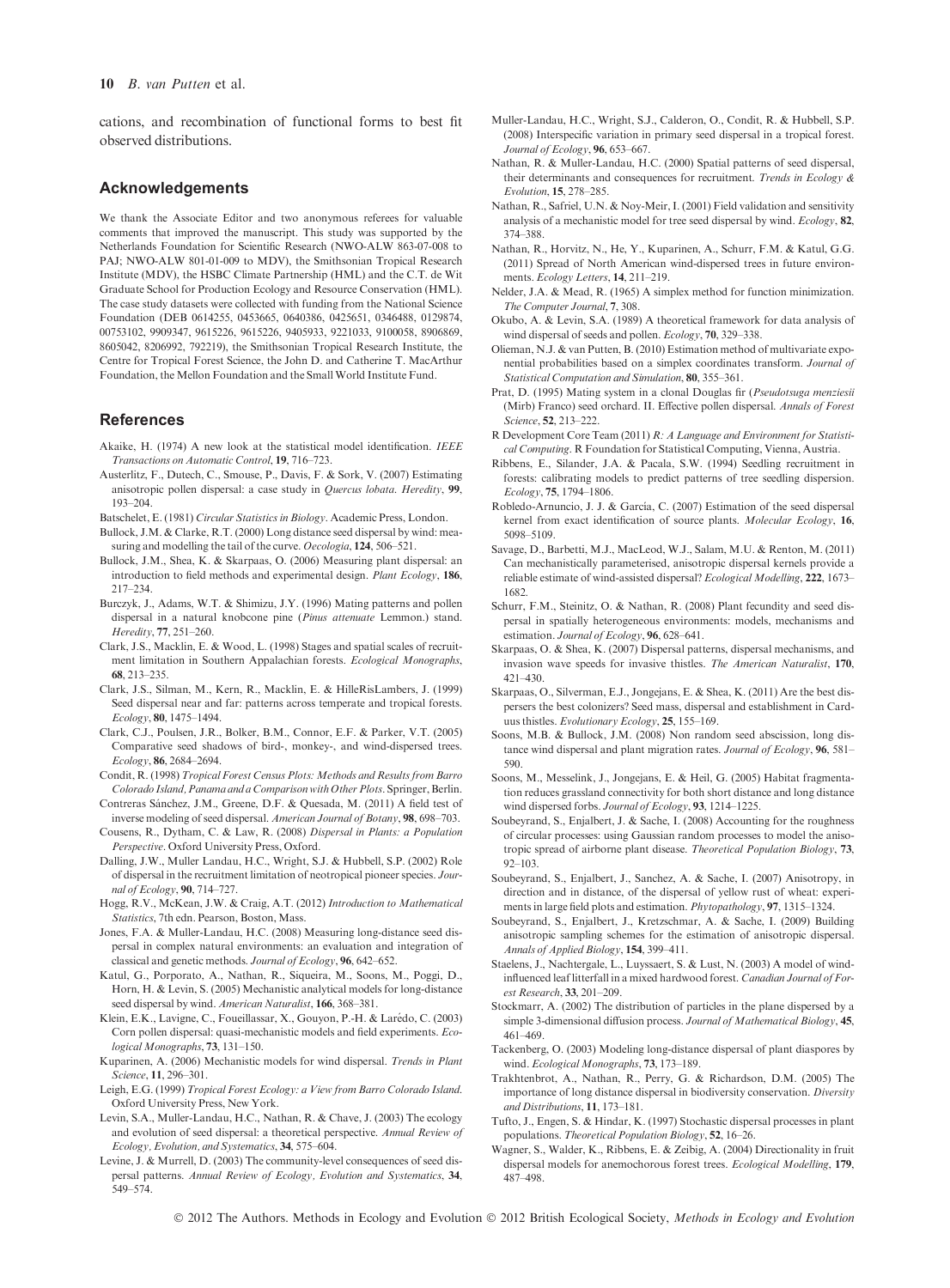cations, and recombination of functional forms to best fit observed distributions.

## Acknowledgements

We thank the Associate Editor and two anonymous referees for valuable comments that improved the manuscript. This study was supported by the Netherlands Foundation for Scientific Research (NWO-ALW 863-07-008 to PAJ; NWO-ALW 801-01-009 to MDV), the Smithsonian Tropical Research Institute (MDV), the HSBC Climate Partnership (HML) and the C.T. de Wit Graduate School for Production Ecology and Resource Conservation (HML). The case study datasets were collected with funding from the National Science Foundation (DEB 0614255, 0453665, 0640386, 0425651, 0346488, 0129874, 00753102, 9909347, 9615226, 9615226, 9405933, 9221033, 9100058, 8906869, 8605042, 8206992, 792219), the Smithsonian Tropical Research Institute, the Centre for Tropical Forest Science, the John D. and Catherine T. MacArthur Foundation, the Mellon Foundation and the Small World Institute Fund.

## References

Akaike, H. (1974) A new look at the statistical model identification. *IEEE Transactions on Automatic Control*, **19**, 716–723.

Austerlitz, F., Dutech, C., Smouse, P., Davis, F. & Sork, V. (2007) Estimating anisotropic pollen dispersal: a case study in *Quercus lobata*. *Heredity*, **99**, 193–204.

Batschelet, E. (1981) *Circular Statistics in Biology*. Academic Press, London.

Bullock, J.M. & Clarke, R.T. (2000) Long distance seed dispersal by wind: measuring and modelling the tail of the curve. *Oecologia*, **124**, 506–521.

Bullock, J.M., Shea, K. & Skarpaas, O. (2006) Measuring plant dispersal: an introduction to field methods and experimental design. *Plant Ecology*, **186**, 217–234.

Burczyk, J., Adams, W.T. & Shimizu, J.Y. (1996) Mating patterns and pollen dispersal in a natural knobcone pine (*Pinus attenuate* Lemmon.) stand. *Heredity*, **77**, 251–260.

Clark, J.S., Macklin, E. & Wood, L. (1998) Stages and spatial scales of recruitment limitation in Southern Appalachian forests. *Ecological Monographs*, **68**, 213–235.

Clark, J.S., Silman, M., Kern, R., Macklin, E. & HilleRisLambers, J. (1999) Seed dispersal near and far: patterns across temperate and tropical forests. *Ecology*, **80**, 1475–1494.

Clark, C.J., Poulsen, J.R., Bolker, B.M., Connor, E.F. & Parker, V.T. (2005) Comparative seed shadows of bird-, monkey-, and wind-dispersed trees. *Ecology*, **86**, 2684–2694.

Condit, R. (1998) *Tropical Forest Census Plots: Methods and Results from Barro Colorado Island, Panama and a Comparison with Other Plots*. Springer, Berlin.

Contreras Sánchez, J.M., Greene, D.F. & Quesada, M. (2011) A field test of inverse modeling of seed dispersal. *American Journal of Botany*, **98**, 698–703.

Cousens, R., Dytham, C. & Law, R. (2008) *Dispersal in Plants: a Population Perspective*. Oxford University Press, Oxford.

Dalling, J.W., Muller Landau, H.C., Wright, S.J. & Hubbell, S.P. (2002) Role of dispersal in the recruitment limitation of neotropical pioneer species. *Journal of Ecology*, **90**, 714–727.

Hogg, R.V., McKean, J.W. & Craig, A.T. (2012) *Introduction to Mathematical Statistics*, 7th edn. Pearson, Boston, Mass.

Jones, F.A. & Muller-Landau, H.C. (2008) Measuring long-distance seed dispersal in complex natural environments: an evaluation and integration of classical and genetic methods. *Journal of Ecology*, **96**, 642–652.

Katul, G., Porporato, A., Nathan, R., Siqueira, M., Soons, M., Poggi, D., Horn, H. & Levin, S. (2005) Mechanistic analytical models for long-distance seed dispersal by wind. *American Naturalist*, **166**, 368–381.

Klein, E.K., Lavigne, C., Foueillassar, X., Gouyon, P.-H. & Larédo, C. (2003) Corn pollen dispersal: quasi-mechanistic models and field experiments. *Ecological Monographs*, **73**, 131–150.

Kuparinen, A. (2006) Mechanistic models for wind dispersal. *Trends in Plant Science*, **11**, 296–301.

Leigh, E.G. (1999) *Tropical Forest Ecology: a View from Barro Colorado Island*. Oxford University Press, New York.

Levin, S.A., Muller-Landau, H.C., Nathan, R. & Chave, J. (2003) The ecology and evolution of seed dispersal: a theoretical perspective. *Annual Review of Ecology, Evolution, and Systematics*, **34**, 575–604.

Levine, J. & Murrell, D. (2003) The community-level consequences of seed dispersal patterns. *Annual Review of Ecology, Evolution and Systematics*, **34**, 549–574.

Muller-Landau, H.C., Wright, S.J., Calderon, O., Condit, R. & Hubbell, S.P. (2008) Interspecific variation in primary seed dispersal in a tropical forest. *Journal of Ecology*, **96**, 653–667.

Nathan, R. & Muller-Landau, H.C. (2000) Spatial patterns of seed dispersal, their determinants and consequences for recruitment. *Trends in Ecology & Evolution*, **15**, 278–285.

Nathan, R., Safriel, U.N. & Noy-Meir, I. (2001) Field validation and sensitivity analysis of a mechanistic model for tree seed dispersal by wind. *Ecology*, **82**, 374–388.

Nathan, R., Horvitz, N., He, Y., Kuparinen, A., Schurr, F.M. & Katul, G.G. (2011) Spread of North American wind-dispersed trees in future environments. *Ecology Letters*, **14**, 211–219.

Nelder, J.A. & Mead, R. (1965) A simplex method for function minimization. *The Computer Journal*, **7**, 308.

Okubo, A. & Levin, S.A. (1989) A theoretical framework for data analysis of wind dispersal of seeds and pollen. *Ecology*, **70**, 329–338.

Olieman, N.J. & van Putten, B. (2010) Estimation method of multivariate exponential probabilities based on a simplex coordinates transform. *Journal of Statistical Computation and Simulation*, **80**, 355–361.

Prat, D. (1995) Mating system in a clonal Douglas fir (*Pseudotsuga menziesii* (Mirb) Franco) seed orchard. II. Effective pollen dispersal. *Annals of Forest Science*, **52**, 213–222.

R Development Core Team (2011) *R: A Language and Environment for Statistical Computing*. R Foundation for Statistical Computing, Vienna, Austria.

Ribbens, E., Silander, J.A. & Pacala, S.W. (1994) Seedling recruitment in forests: calibrating models to predict patterns of tree seedling dispersion. *Ecology*, **75**, 1794–1806.

Robledo-Arnuncio, J. J. & García, C. (2007) Estimation of the seed dispersal kernel from exact identification of source plants. *Molecular Ecology*, **16**, 5098–5109.

Savage, D., Barbetti, M.J., MacLeod, W.J., Salam, M.U. & Renton, M. (2011) Can mechanistically parameterised, anisotropic dispersal kernels provide a reliable estimate of wind-assisted dispersal? *Ecological Modelling*, **222**, 1673–1682.

Schurr, F.M., Steinitz, O. & Nathan, R. (2008) Plant fecundity and seed dispersal in spatially heterogeneous environments: models, mechanisms and estimation. *Journal of Ecology*, **96**, 628–641.

Skarpaas, O. & Shea, K. (2007) Dispersal patterns, dispersal mechanisms, and invasion wave speeds for invasive thistles. *The American Naturalist*, **170**, 421–430.

Skarpaas, O., Silverman, E.J., Jongejans, E. & Shea, K. (2011) Are the best dispersers the best colonizers? Seed mass, dispersal and establishment in Carduus thistles. *Evolutionary Ecology*, **25**, 155–169.

Soons, M.B. & Bullock, J.M. (2008) Non random seed abscission, long distance wind dispersal and plant migration rates. *Journal of Ecology*, **96**, 581–590.

Soons, M., Messelink, J., Jongejans, E. & Heil, G. (2005) Habitat fragmentation reduces grassland connectivity for both short distance and long distance wind dispersed forbs. *Journal of Ecology*, **93**, 1214–1225.

Soubeyrand, S., Enjalbert, J. & Sache, I. (2008) Accounting for the roughness of circular processes: using Gaussian random processes to model the anisotropic spread of airborne plant disease. *Theoretical Population Biology*, **73**, 92–103.

Soubeyrand, S., Enjalbert, J., Sanchez, A. & Sache, I. (2007) Anisotropy, in direction and in distance, of the dispersal of yellow rust of wheat: experiments in large field plots and estimation. *Phytopathology*, **97**, 1315–1324.

Soubeyrand, S., Enjalbert, J., Kretzschmar, A. & Sache, I. (2009) Building anisotropic sampling schemes for the estimation of anisotropic dispersal. *Annals of Applied Biology*, **154**, 399–411.

Staelens, J., Nachtergale, L., Luyssaert, S. & Lust, N. (2003) A model of wind-influenced leaf litterfall in a mixed hardwood forest. *Canadian Journal of Forest Research*, **33**, 201–209.

Stockmarr, A. (2002) The distribution of particles in the plane dispersed by a simple 3-dimensional diffusion process. *Journal of Mathematical Biology*, **45**, 461–469.

Tackenberg, O. (2003) Modeling long-distance dispersal of plant diaspores by wind. *Ecological Monographs*, **73**, 173–189.

Trakhtenbrot, A., Nathan, R., Perry, G. & Richardson, D.M. (2005) The importance of long distance dispersal in biodiversity conservation. *Diversity and Distributions*, **11**, 173–181.

Tufto, J., Engen, S. & Hindar, K. (1997) Stochastic dispersal processes in plant populations. *Theoretical Population Biology*, **52**, 16–26.

Wagner, S., Walder, K., Ribbens, E. & Zeibig, A. (2004) Directionality in fruit dispersal models for anemochorous forest trees. *Ecological Modelling*, **179**, 487–498.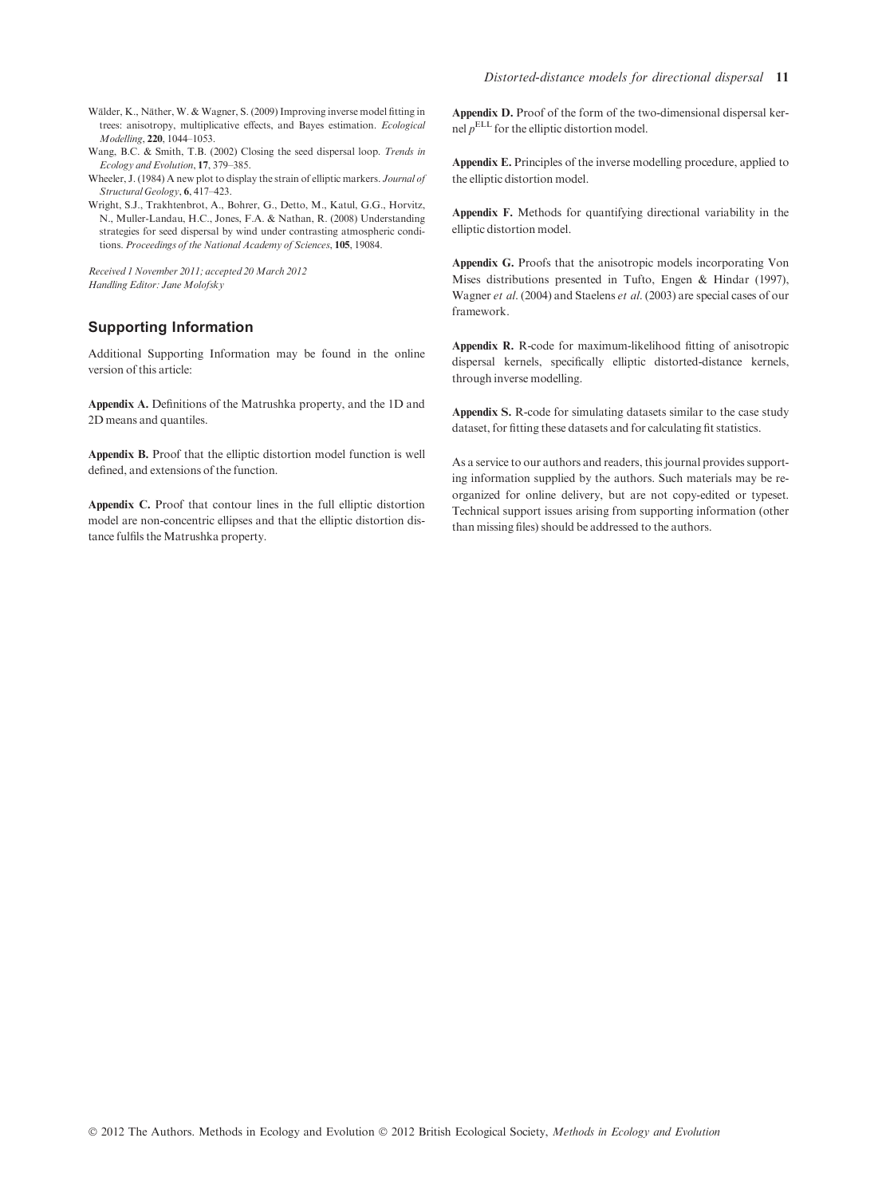Wälder, K., Näther, W. & Wagner, S. (2009) Improving inverse model fitting in trees: anisotropy, multiplicative effects, and Bayes estimation. *Ecological Modelling*, **220**, 1044–1053.

Wang, B.C. & Smith, T.B. (2002) Closing the seed dispersal loop. *Trends in Ecology and Evolution*, **17**, 379–385.

Wheeler, J. (1984) A new plot to display the strain of elliptic markers. *Journal of Structural Geology*, **6**, 417–423.

Wright, S.J., Trakhtenbrot, A., Bohrer, G., Detto, M., Katul, G.G., Horvitz, N., Muller-Landau, H.C., Jones, F.A. & Nathan, R. (2008) Understanding strategies for seed dispersal by wind under contrasting atmospheric conditions. *Proceedings of the National Academy of Sciences*, **105**, 19084.

*Received 1 November 2011; accepted 20 March 2012*
*Handling Editor: Jane Molofsky*

## Supporting Information

Additional Supporting Information may be found in the online version of this article:

**Appendix A.** Definitions of the Matrushka property, and the 1D and 2D means and quantiles.

**Appendix B.** Proof that the elliptic distortion model function is well defined, and extensions of the function.

**Appendix C.** Proof that contour lines in the full elliptic distortion model are non-concentric ellipses and that the elliptic distortion distance fulfils the Matrushka property.

**Appendix D.** Proof of the form of the two-dimensional dispersal kernel $p^{ELL}$ for the elliptic distortion model.

**Appendix E.** Principles of the inverse modelling procedure, applied to the elliptic distortion model.

**Appendix F.** Methods for quantifying directional variability in the elliptic distortion model.

**Appendix G.** Proofs that the anisotropic models incorporating Von Mises distributions presented in Tufto, Engen & Hindar (1997), Wagner *et al.* (2004) and Staelens *et al.* (2003) are special cases of our framework.

**Appendix R.** R-code for maximum-likelihood fitting of anisotropic dispersal kernels, specifically elliptic distorted-distance kernels, through inverse modelling.

**Appendix S.** R-code for simulating datasets similar to the case study dataset, for fitting these datasets and for calculating fit statistics.

As a service to our authors and readers, this journal provides supporting information supplied by the authors. Such materials may be re-organized for online delivery, but are not copy-edited or typeset. Technical support issues arising from supporting information (other than missing files) should be addressed to the authors.